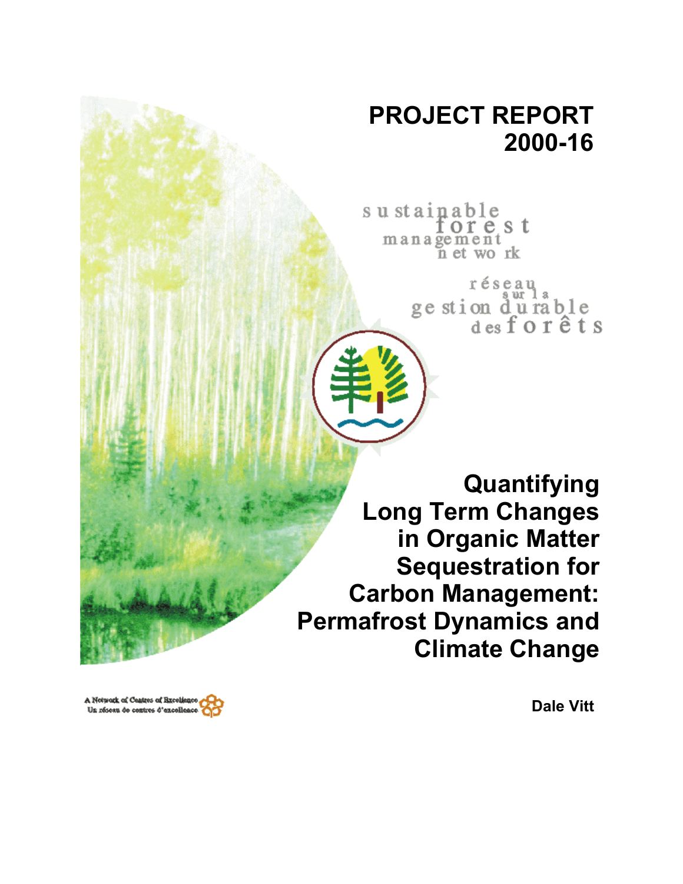# PROJECT REPORT 2000-16

sustainable forest management network

réseau sur la gestion durable des forêts

# Quantifying Long Term Changes in Organic Matter Sequestration for Carbon Management: Permafrost Dynamics and Climate Change

A Network of Centres of Excellence
Un réseau de centres d'excellence

**Dale Vitt**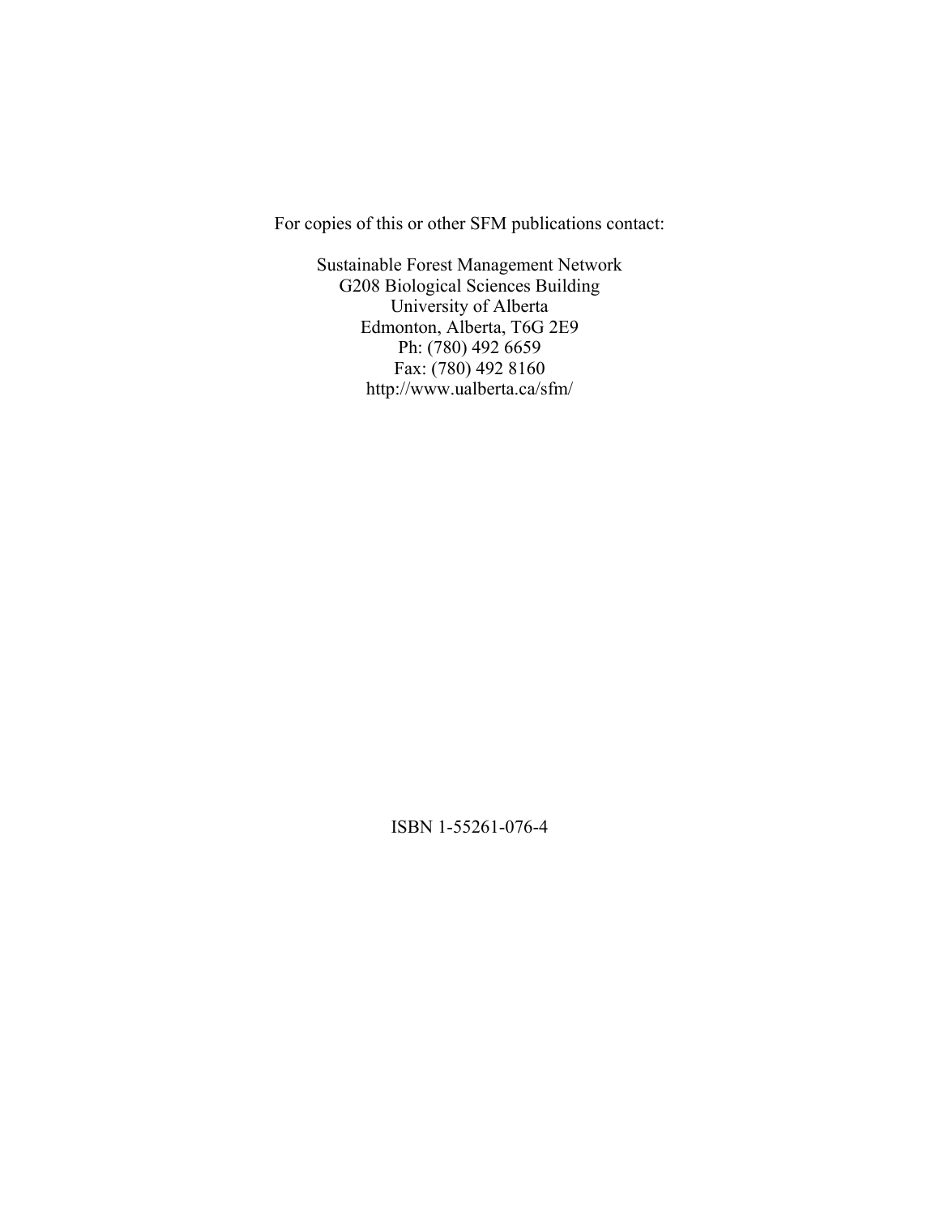For copies of this or other SFM publications contact:

Sustainable Forest Management Network
G208 Biological Sciences Building
University of Alberta
Edmonton, Alberta, T6G 2E9
Ph: (780) 492 6659
Fax: (780) 492 8160
http://www.ualberta.ca/sfm/

ISBN 1-55261-076-4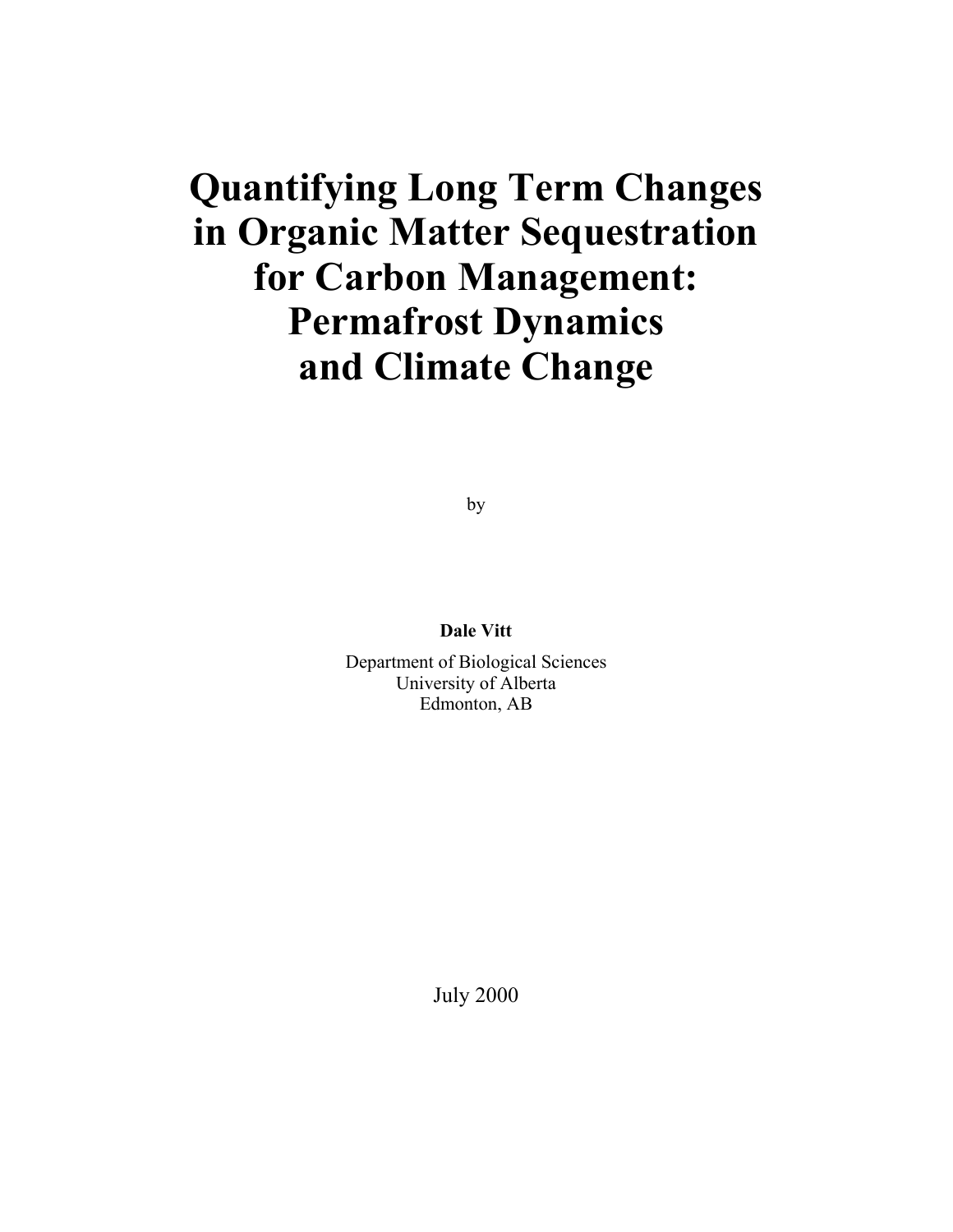# Quantifying Long Term Changes in Organic Matter Sequestration for Carbon Management: Permafrost Dynamics and Climate Change

by

**Dale Vitt**

Department of Biological Sciences
University of Alberta
Edmonton, AB

July 2000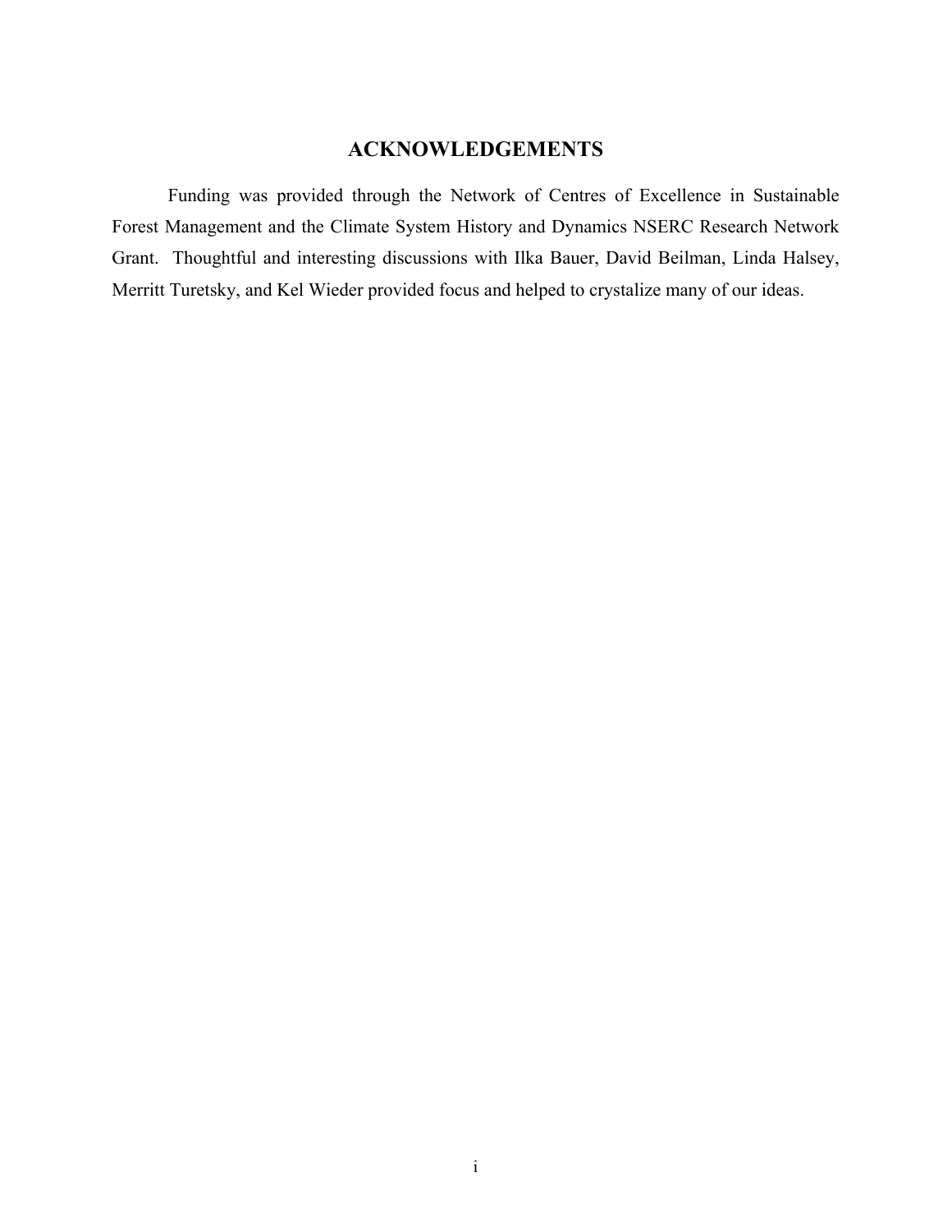## ACKNOWLEDGEMENTS

Funding was provided through the Network of Centres of Excellence in Sustainable Forest Management and the Climate System History and Dynamics NSERC Research Network Grant. Thoughtful and interesting discussions with Ilka Bauer, David Beilman, Linda Halsey, Merritt Turetsky, and Kel Wieder provided focus and helped to crystalize many of our ideas.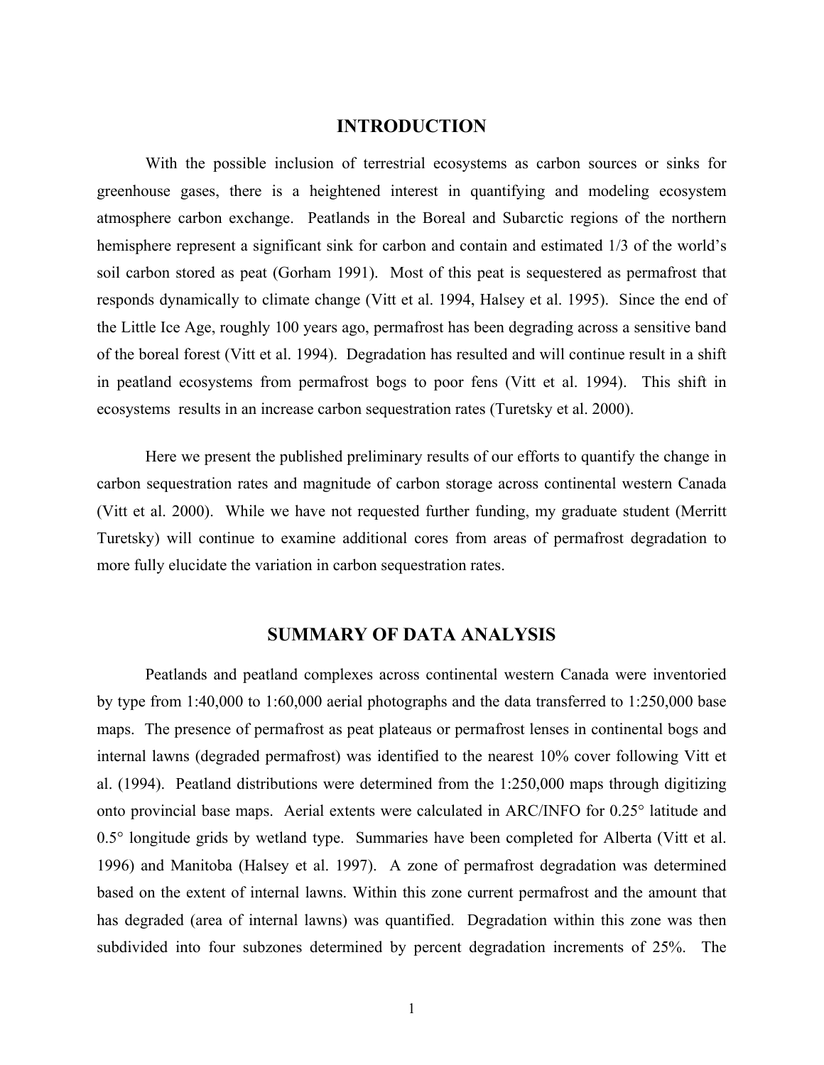## INTRODUCTION

With the possible inclusion of terrestrial ecosystems as carbon sources or sinks for greenhouse gases, there is a heightened interest in quantifying and modeling ecosystem atmosphere carbon exchange. Peatlands in the Boreal and Subarctic regions of the northern hemisphere represent a significant sink for carbon and contain and estimated 1/3 of the world's soil carbon stored as peat (Gorham 1991). Most of this peat is sequestered as permafrost that responds dynamically to climate change (Vitt et al. 1994, Halsey et al. 1995). Since the end of the Little Ice Age, roughly 100 years ago, permafrost has been degrading across a sensitive band of the boreal forest (Vitt et al. 1994). Degradation has resulted and will continue result in a shift in peatland ecosystems from permafrost bogs to poor fens (Vitt et al. 1994). This shift in ecosystems results in an increase carbon sequestration rates (Turetsky et al. 2000).

Here we present the published preliminary results of our efforts to quantify the change in carbon sequestration rates and magnitude of carbon storage across continental western Canada (Vitt et al. 2000). While we have not requested further funding, my graduate student (Merritt Turetsky) will continue to examine additional cores from areas of permafrost degradation to more fully elucidate the variation in carbon sequestration rates.

## SUMMARY OF DATA ANALYSIS

Peatlands and peatland complexes across continental western Canada were inventoried by type from 1:40,000 to 1:60,000 aerial photographs and the data transferred to 1:250,000 base maps. The presence of permafrost as peat plateaus or permafrost lenses in continental bogs and internal lawns (degraded permafrost) was identified to the nearest 10% cover following Vitt et al. (1994). Peatland distributions were determined from the 1:250,000 maps through digitizing onto provincial base maps. Aerial extents were calculated in ARC/INFO for 0.25° latitude and 0.5° longitude grids by wetland type. Summaries have been completed for Alberta (Vitt et al. 1996) and Manitoba (Halsey et al. 1997). A zone of permafrost degradation was determined based on the extent of internal lawns. Within this zone current permafrost and the amount that has degraded (area of internal lawns) was quantified. Degradation within this zone was then subdivided into four subzones determined by percent degradation increments of 25%. The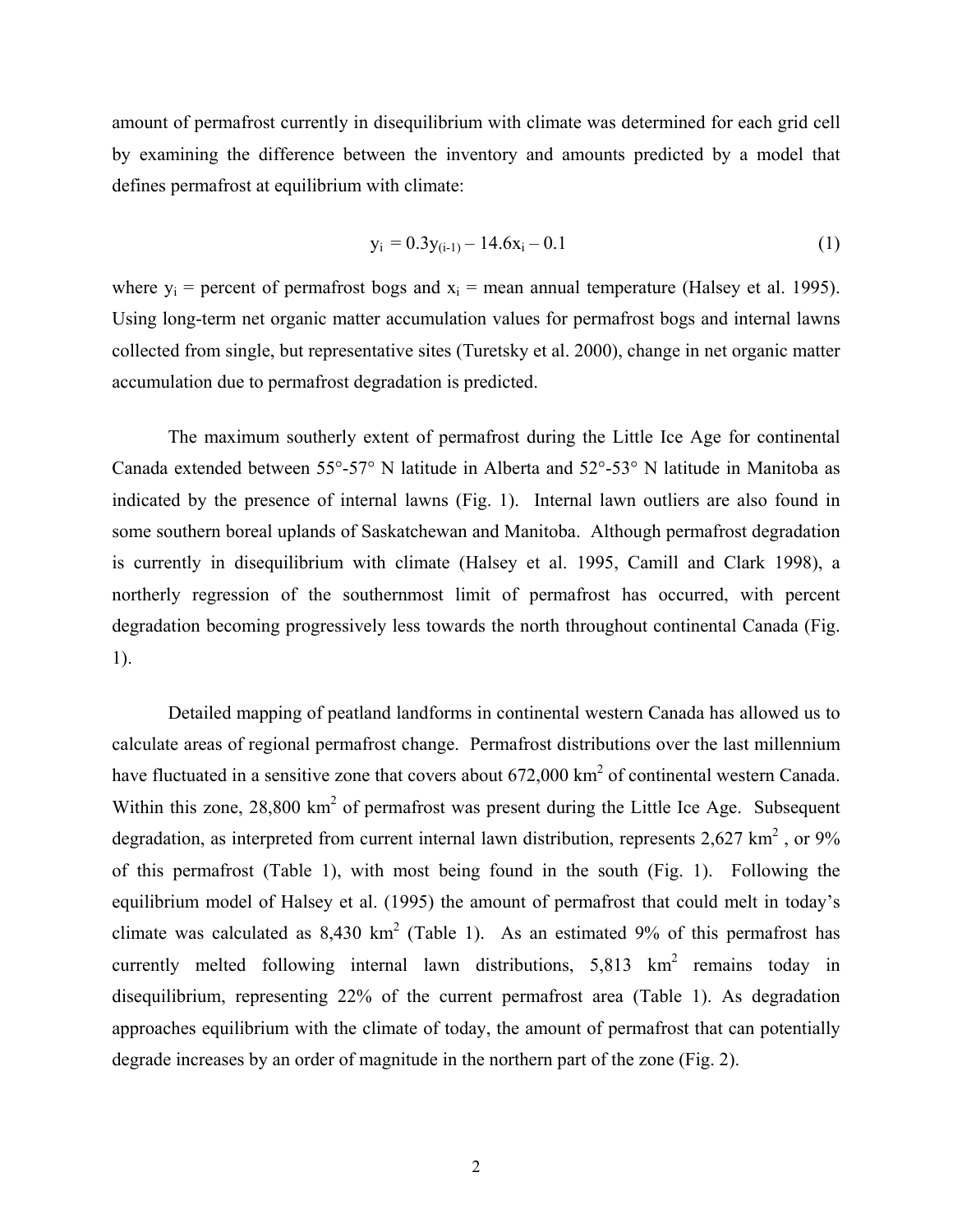amount of permafrost currently in disequilibrium with climate was determined for each grid cell by examining the difference between the inventory and amounts predicted by a model that defines permafrost at equilibrium with climate:

$$y_i = 0.3y_{(i-1)} - 14.6x_i - 0.1 \quad (1)$$

where $y_i$ = percent of permafrost bogs and $x_i$ = mean annual temperature (Halsey et al. 1995). Using long-term net organic matter accumulation values for permafrost bogs and internal lawns collected from single, but representative sites (Turetsky et al. 2000), change in net organic matter accumulation due to permafrost degradation is predicted.

The maximum southerly extent of permafrost during the Little Ice Age for continental Canada extended between 55°-57° N latitude in Alberta and 52°-53° N latitude in Manitoba as indicated by the presence of internal lawns (Fig. 1). Internal lawn outliers are also found in some southern boreal uplands of Saskatchewan and Manitoba. Although permafrost degradation is currently in disequilibrium with climate (Halsey et al. 1995, Camill and Clark 1998), a northerly regression of the southernmost limit of permafrost has occurred, with percent degradation becoming progressively less towards the north throughout continental Canada (Fig. 1).

Detailed mapping of peatland landforms in continental western Canada has allowed us to calculate areas of regional permafrost change. Permafrost distributions over the last millennium have fluctuated in a sensitive zone that covers about 672,000 $km^2$ of continental western Canada. Within this zone, 28,800 $km^2$ of permafrost was present during the Little Ice Age. Subsequent degradation, as interpreted from current internal lawn distribution, represents 2,627 $km^2$ , or 9% of this permafrost (Table 1), with most being found in the south (Fig. 1). Following the equilibrium model of Halsey et al. (1995) the amount of permafrost that could melt in today's climate was calculated as 8,430 $km^2$ (Table 1). As an estimated 9% of this permafrost has currently melted following internal lawn distributions, 5,813 $km^2$ remains today in disequilibrium, representing 22% of the current permafrost area (Table 1). As degradation approaches equilibrium with the climate of today, the amount of permafrost that can potentially degrade increases by an order of magnitude in the northern part of the zone (Fig. 2).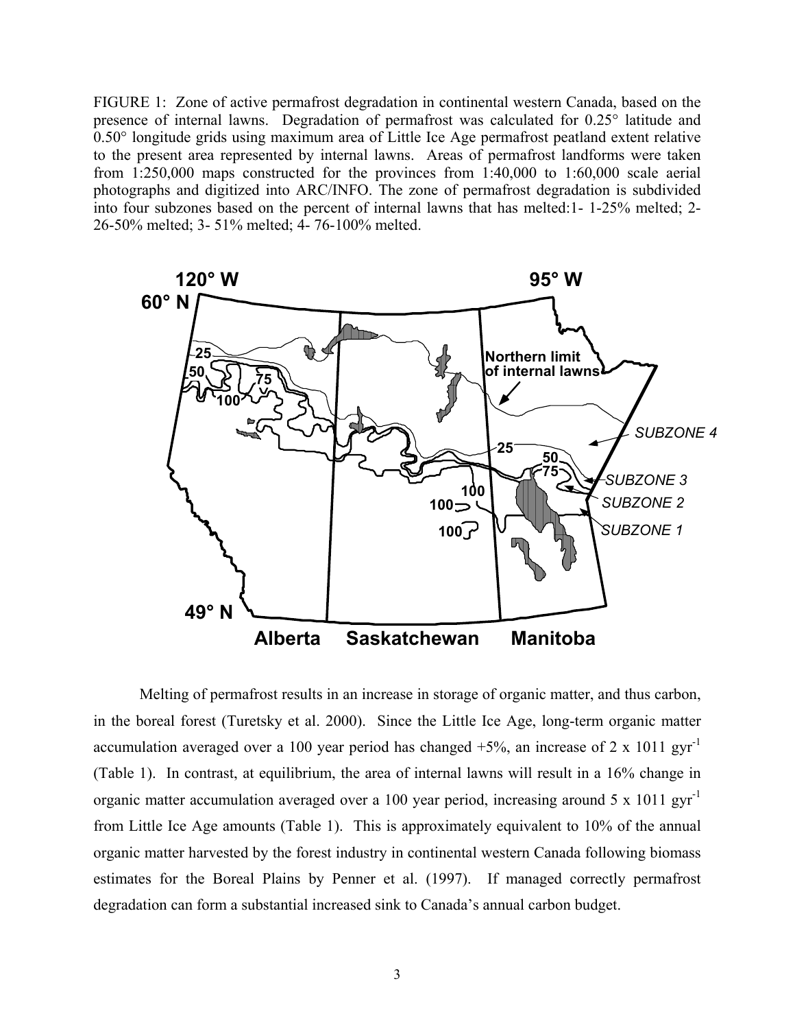FIGURE 1: Zone of active permafrost degradation in continental western Canada, based on the presence of internal lawns. Degradation of permafrost was calculated for 0.25° latitude and 0.50° longitude grids using maximum area of Little Ice Age permafrost peatland extent relative to the present area represented by internal lawns. Areas of permafrost landforms were taken from 1:250,000 maps constructed for the provinces from 1:40,000 to 1:60,000 scale aerial photographs and digitized into ARC/INFO. The zone of permafrost degradation is subdivided into four subzones based on the percent of internal lawns that has melted:1- 1-25% melted; 2- 26-50% melted; 3- 51% melted; 4- 76-100% melted.

Melting of permafrost results in an increase in storage of organic matter, and thus carbon, in the boreal forest (Turetsky et al. 2000). Since the Little Ice Age, long-term organic matter accumulation averaged over a 100 year period has changed +5%, an increase of 2 x 1011 $gyr^{-1}$ (Table 1). In contrast, at equilibrium, the area of internal lawns will result in a 16% change in organic matter accumulation averaged over a 100 year period, increasing around 5 x 1011 $gyr^{-1}$ from Little Ice Age amounts (Table 1). This is approximately equivalent to 10% of the annual organic matter harvested by the forest industry in continental western Canada following biomass estimates for the Boreal Plains by Penner et al. (1997). If managed correctly permafrost degradation can form a substantial increased sink to Canada's annual carbon budget.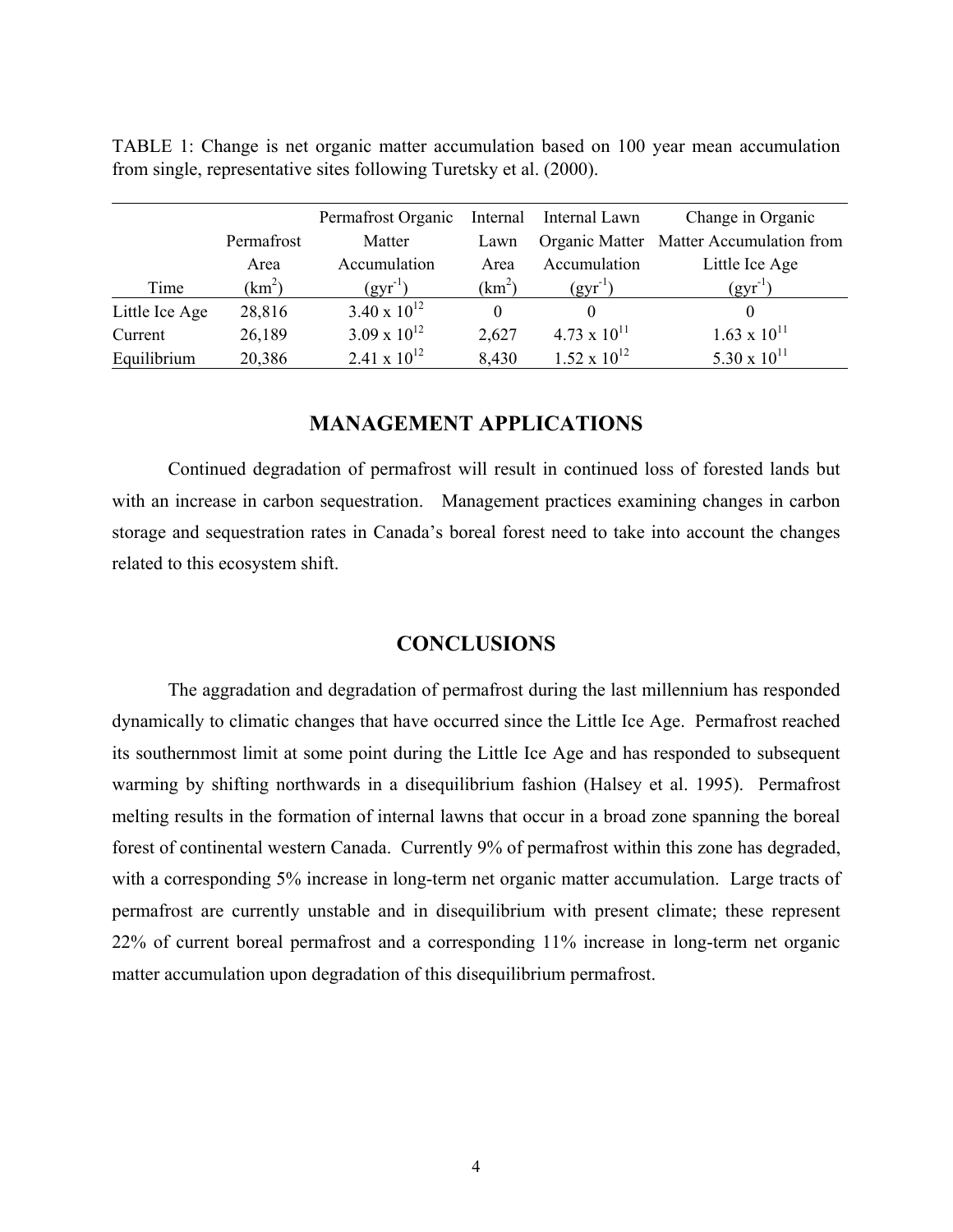TABLE 1: Change is net organic matter accumulation based on 100 year mean accumulation from single, representative sites following Turetsky et al. (2000).

| Time | Permafrost Area ($km^2$) | Permafrost Organic Matter Accumulation ($gyr^{-1}$) | Internal Lawn Area ($km^2$) | Internal Lawn Organic Matter Accumulation ($gyr^{-1}$) | Change in Organic Matter Accumulation from Little Ice Age ($gyr^{-1}$) |
|---|---|---|---|---|---|
| Little Ice Age | 28,816 | $3.40 \times 10^{12}$ | 0 | 0 | 0 |
| Current | 26,189 | $3.09 \times 10^{12}$ | 2,627 | $4.73 \times 10^{11}$ | $1.63 \times 10^{11}$ |
| Equilibrium | 20,386 | $2.41 \times 10^{12}$ | 8,430 | $1.52 \times 10^{12}$ | $5.30 \times 10^{11}$ |

## MANAGEMENT APPLICATIONS

Continued degradation of permafrost will result in continued loss of forested lands but with an increase in carbon sequestration. Management practices examining changes in carbon storage and sequestration rates in Canada's boreal forest need to take into account the changes related to this ecosystem shift.

## CONCLUSIONS

The aggradation and degradation of permafrost during the last millennium has responded dynamically to climatic changes that have occurred since the Little Ice Age. Permafrost reached its southernmost limit at some point during the Little Ice Age and has responded to subsequent warming by shifting northwards in a disequilibrium fashion (Halsey et al. 1995). Permafrost melting results in the formation of internal lawns that occur in a broad zone spanning the boreal forest of continental western Canada. Currently 9% of permafrost within this zone has degraded, with a corresponding 5% increase in long-term net organic matter accumulation. Large tracts of permafrost are currently unstable and in disequilibrium with present climate; these represent 22% of current boreal permafrost and a corresponding 11% increase in long-term net organic matter accumulation upon degradation of this disequilibrium permafrost.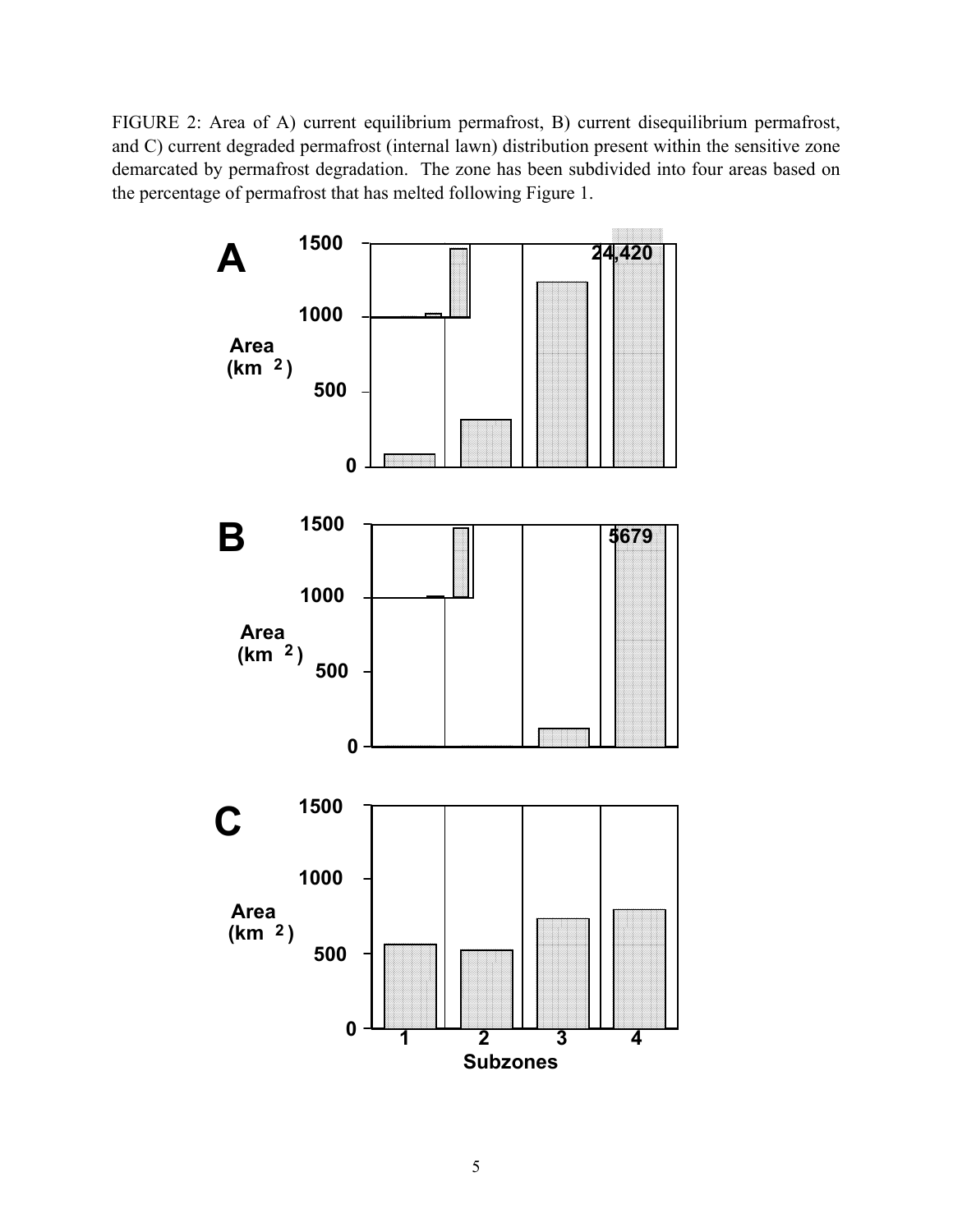FIGURE 2: Area of A) current equilibrium permafrost, B) current disequilibrium permafrost, and C) current degraded permafrost (internal lawn) distribution present within the sensitive zone demarcated by permafrost degradation. The zone has been subdivided into four areas based on the percentage of permafrost that has melted following Figure 1.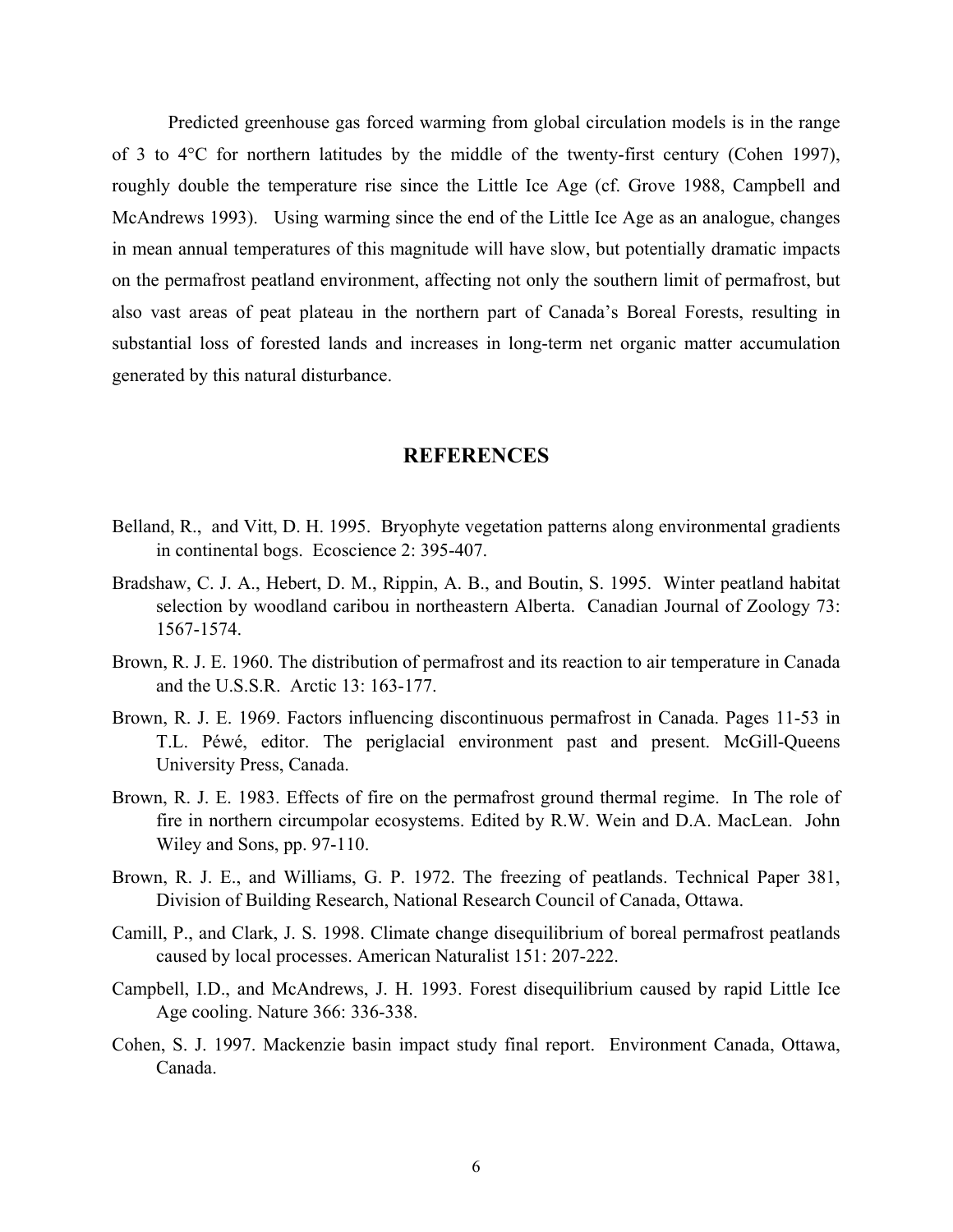Predicted greenhouse gas forced warming from global circulation models is in the range of 3 to 4°C for northern latitudes by the middle of the twenty-first century (Cohen 1997), roughly double the temperature rise since the Little Ice Age (cf. Grove 1988, Campbell and McAndrews 1993). Using warming since the end of the Little Ice Age as an analogue, changes in mean annual temperatures of this magnitude will have slow, but potentially dramatic impacts on the permafrost peatland environment, affecting not only the southern limit of permafrost, but also vast areas of peat plateau in the northern part of Canada's Boreal Forests, resulting in substantial loss of forested lands and increases in long-term net organic matter accumulation generated by this natural disturbance.

## REFERENCES

Belland, R., and Vitt, D. H. 1995. Bryophyte vegetation patterns along environmental gradients in continental bogs. Ecoscience 2: 395-407.

Bradshaw, C. J. A., Hebert, D. M., Rippin, A. B., and Boutin, S. 1995. Winter peatland habitat selection by woodland caribou in northeastern Alberta. Canadian Journal of Zoology 73: 1567-1574.

Brown, R. J. E. 1960. The distribution of permafrost and its reaction to air temperature in Canada and the U.S.S.R. Arctic 13: 163-177.

Brown, R. J. E. 1969. Factors influencing discontinuous permafrost in Canada. Pages 11-53 in T.L. Péwé, editor. The periglacial environment past and present. McGill-Queens University Press, Canada.

Brown, R. J. E. 1983. Effects of fire on the permafrost ground thermal regime. In The role of fire in northern circumpolar ecosystems. Edited by R.W. Wein and D.A. MacLean. John Wiley and Sons, pp. 97-110.

Brown, R. J. E., and Williams, G. P. 1972. The freezing of peatlands. Technical Paper 381, Division of Building Research, National Research Council of Canada, Ottawa.

Camill, P., and Clark, J. S. 1998. Climate change disequilibrium of boreal permafrost peatlands caused by local processes. American Naturalist 151: 207-222.

Campbell, I.D., and McAndrews, J. H. 1993. Forest disequilibrium caused by rapid Little Ice Age cooling. Nature 366: 336-338.

Cohen, S. J. 1997. Mackenzie basin impact study final report. Environment Canada, Ottawa, Canada.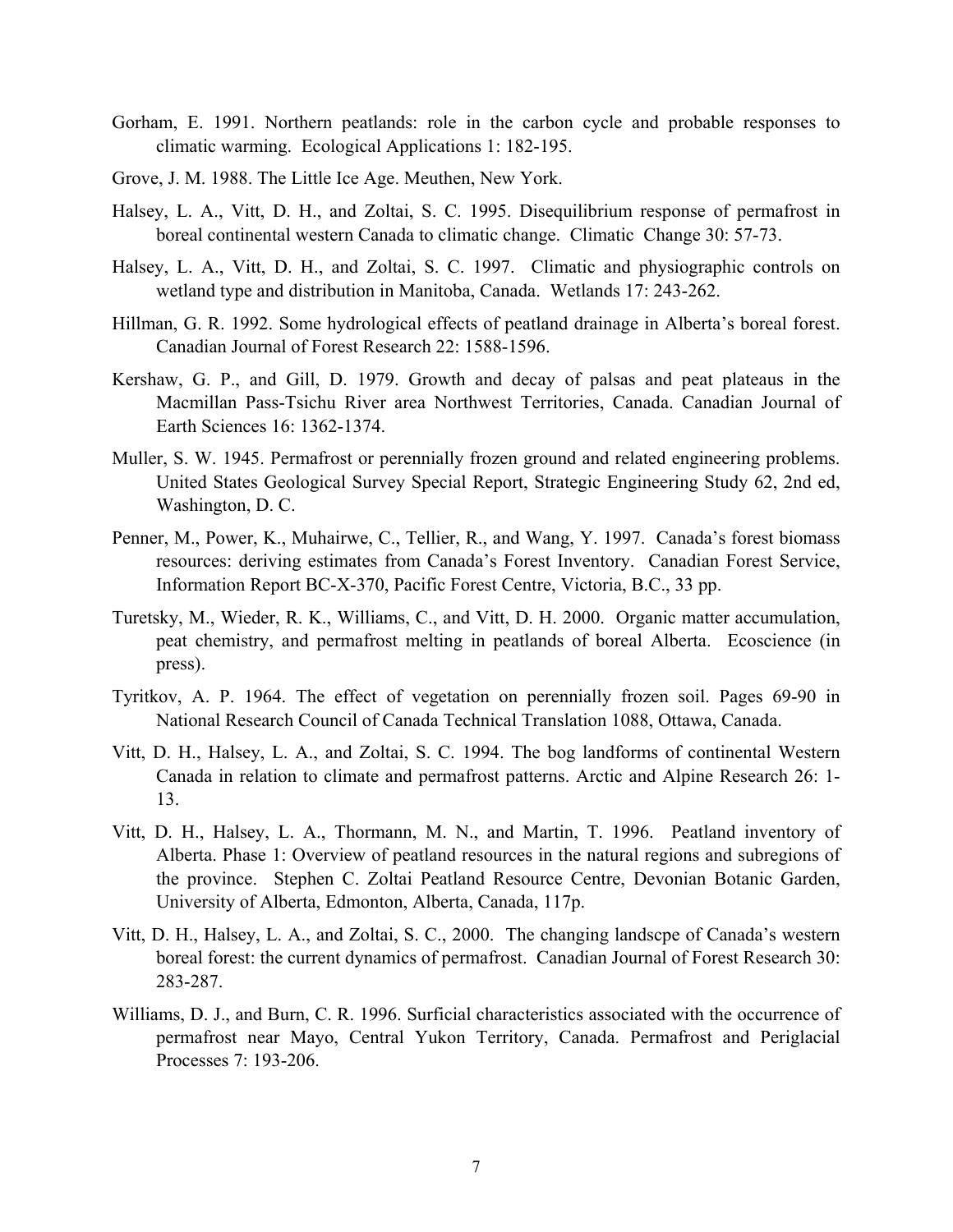Gorham, E. 1991. Northern peatlands: role in the carbon cycle and probable responses to climatic warming. Ecological Applications 1: 182-195.

Grove, J. M. 1988. The Little Ice Age. Meuthen, New York.

Halsey, L. A., Vitt, D. H., and Zoltai, S. C. 1995. Disequilibrium response of permafrost in boreal continental western Canada to climatic change. Climatic Change 30: 57-73.

Halsey, L. A., Vitt, D. H., and Zoltai, S. C. 1997. Climatic and physiographic controls on wetland type and distribution in Manitoba, Canada. Wetlands 17: 243-262.

Hillman, G. R. 1992. Some hydrological effects of peatland drainage in Alberta's boreal forest. Canadian Journal of Forest Research 22: 1588-1596.

Kershaw, G. P., and Gill, D. 1979. Growth and decay of palsas and peat plateaus in the Macmillan Pass-Tsichu River area Northwest Territories, Canada. Canadian Journal of Earth Sciences 16: 1362-1374.

Muller, S. W. 1945. Permafrost or perennially frozen ground and related engineering problems. United States Geological Survey Special Report, Strategic Engineering Study 62, 2nd ed, Washington, D. C.

Penner, M., Power, K., Muhairwe, C., Tellier, R., and Wang, Y. 1997. Canada's forest biomass resources: deriving estimates from Canada's Forest Inventory. Canadian Forest Service, Information Report BC-X-370, Pacific Forest Centre, Victoria, B.C., 33 pp.

Turetsky, M., Wieder, R. K., Williams, C., and Vitt, D. H. 2000. Organic matter accumulation, peat chemistry, and permafrost melting in peatlands of boreal Alberta. Ecoscience (in press).

Tyritkov, A. P. 1964. The effect of vegetation on perennially frozen soil. Pages 69-90 in National Research Council of Canada Technical Translation 1088, Ottawa, Canada.

Vitt, D. H., Halsey, L. A., and Zoltai, S. C. 1994. The bog landforms of continental Western Canada in relation to climate and permafrost patterns. Arctic and Alpine Research 26: 1-13.

Vitt, D. H., Halsey, L. A., Thormann, M. N., and Martin, T. 1996. Peatland inventory of Alberta. Phase 1: Overview of peatland resources in the natural regions and subregions of the province. Stephen C. Zoltai Peatland Resource Centre, Devonian Botanic Garden, University of Alberta, Edmonton, Alberta, Canada, 117p.

Vitt, D. H., Halsey, L. A., and Zoltai, S. C., 2000. The changing landscpe of Canada's western boreal forest: the current dynamics of permafrost. Canadian Journal of Forest Research 30: 283-287.

Williams, D. J., and Burn, C. R. 1996. Surficial characteristics associated with the occurrence of permafrost near Mayo, Central Yukon Territory, Canada. Permafrost and Periglacial Processes 7: 193-206.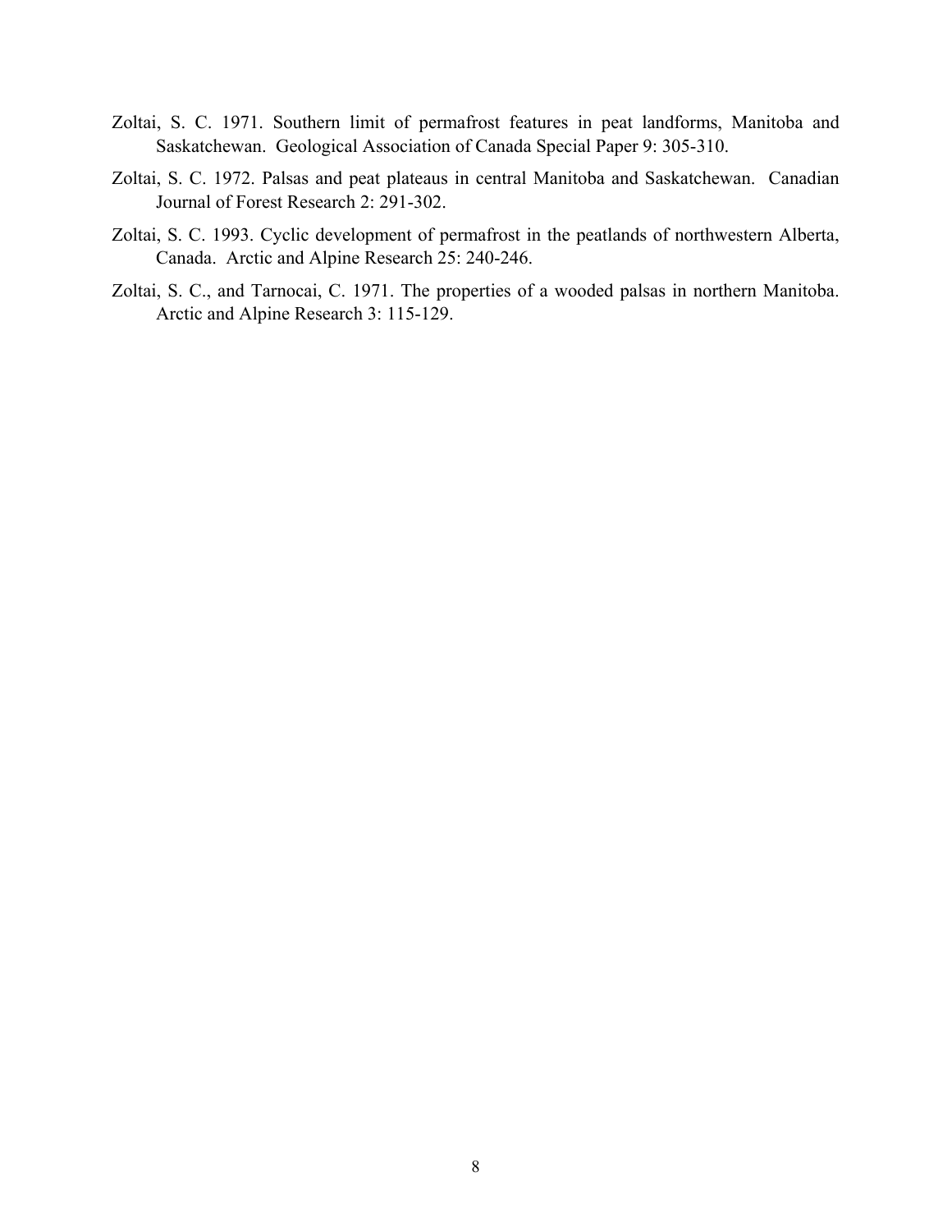Zoltai, S. C. 1971. Southern limit of permafrost features in peat landforms, Manitoba and Saskatchewan. Geological Association of Canada Special Paper 9: 305-310.

Zoltai, S. C. 1972. Palsas and peat plateaus in central Manitoba and Saskatchewan. Canadian Journal of Forest Research 2: 291-302.

Zoltai, S. C. 1993. Cyclic development of permafrost in the peatlands of northwestern Alberta, Canada. Arctic and Alpine Research 25: 240-246.

Zoltai, S. C., and Tarnocai, C. 1971. The properties of a wooded palsas in northern Manitoba. Arctic and Alpine Research 3: 115-129.